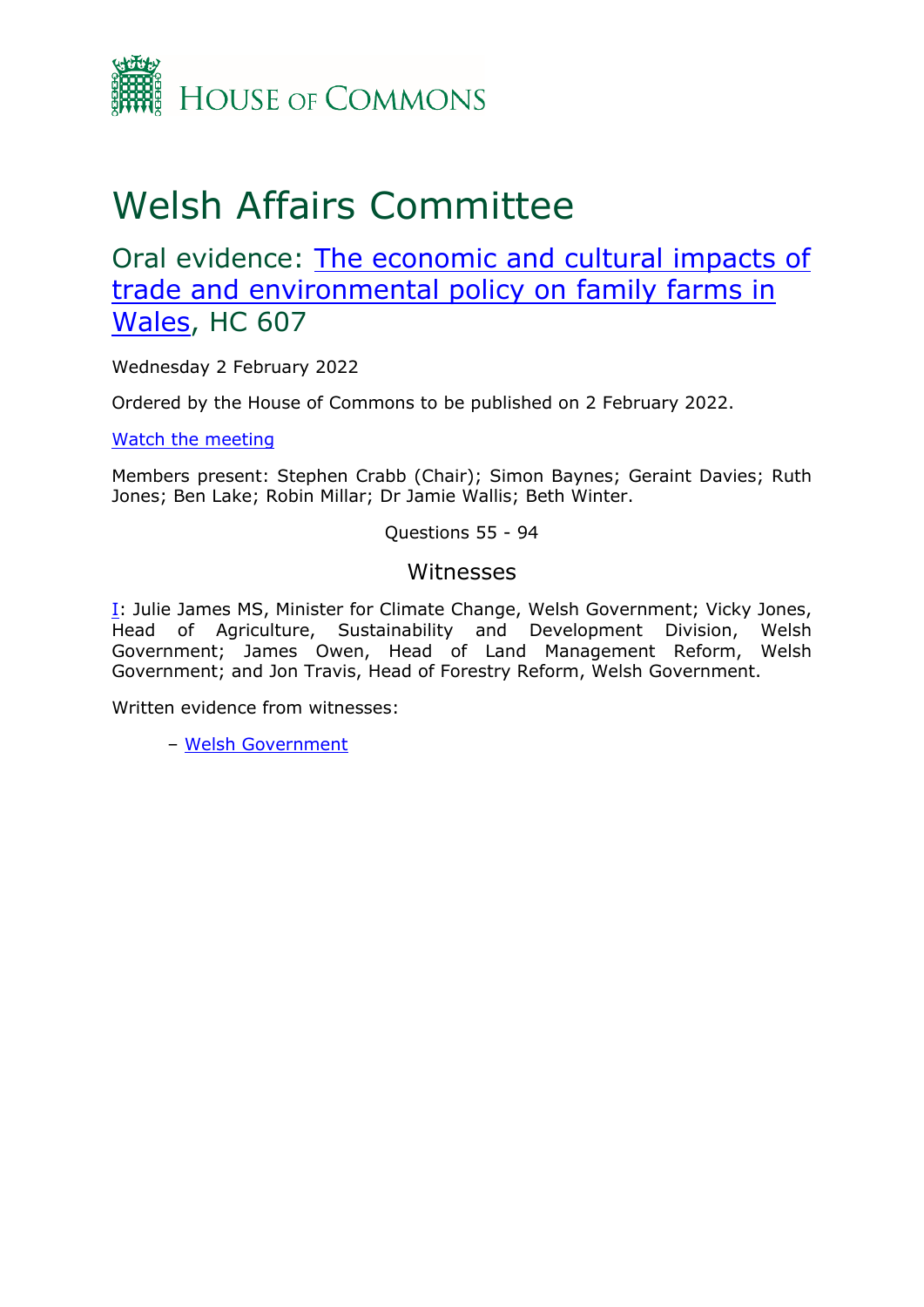HOUSE OF COMMONS

# Welsh Affairs Committee

## Oral evidence: The economic and cultural impacts of trade and environmental policy on family farms in Wales, HC 607

Wednesday 2 February 2022

Ordered by the House of Commons to be published on 2 February 2022.

Watch the meeting

Members present: Stephen Crabb (Chair); Simon Baynes; Geraint Davies; Ruth Jones; Ben Lake; Robin Millar; Dr Jamie Wallis; Beth Winter.

Questions 55 - 94

### Witnesses

I: Julie James MS, Minister for Climate Change, Welsh Government; Vicky Jones, Head of Agriculture, Sustainability and Development Division, Welsh Government; James Owen, Head of Land Management Reform, Welsh Government; and Jon Travis, Head of Forestry Reform, Welsh Government.

Written evidence from witnesses:

– Welsh Government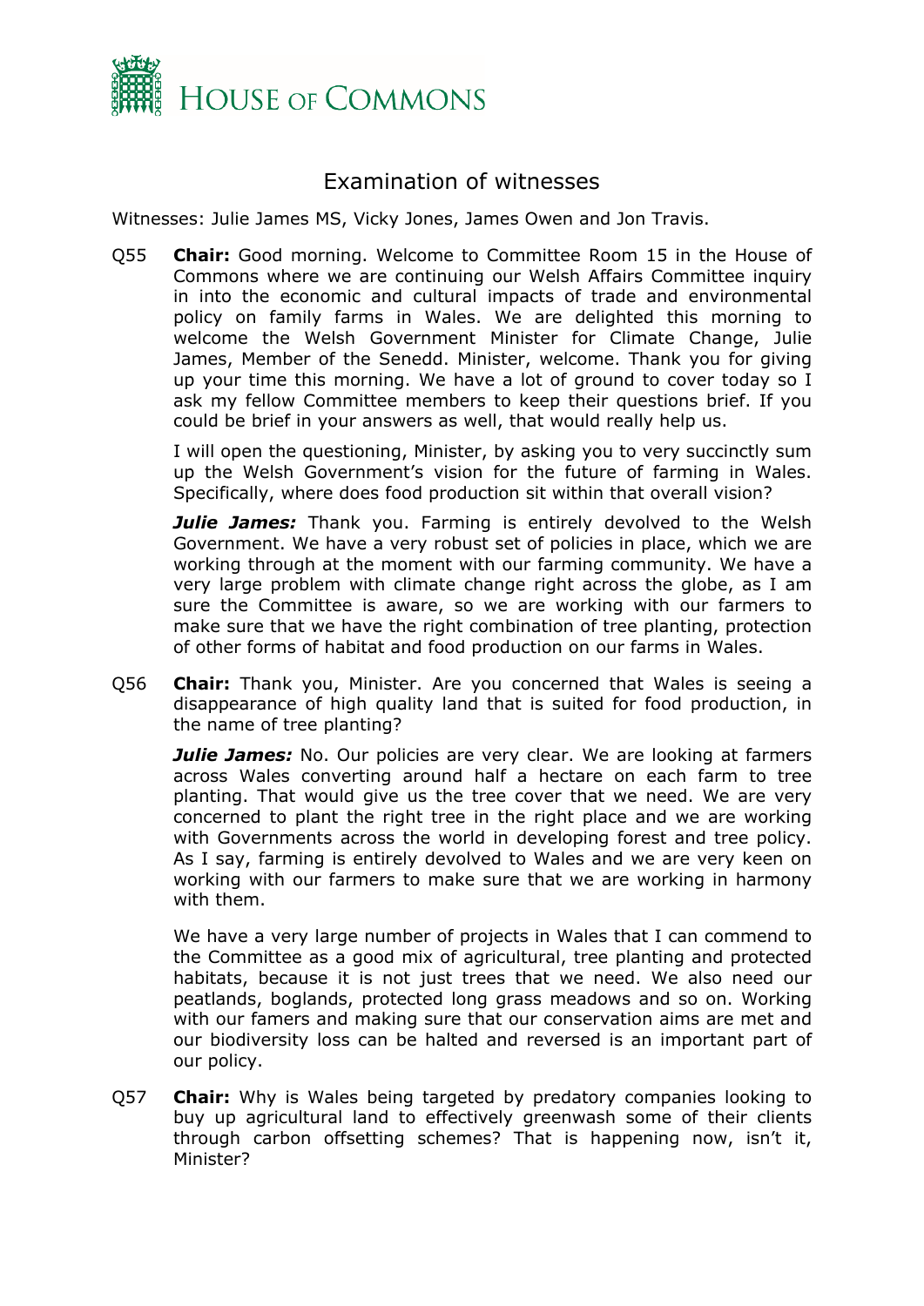# Examination of witnesses

Witnesses: Julie James MS, Vicky Jones, James Owen and Jon Travis.

Q55 **Chair:** Good morning. Welcome to Committee Room 15 in the House of Commons where we are continuing our Welsh Affairs Committee inquiry in into the economic and cultural impacts of trade and environmental policy on family farms in Wales. We are delighted this morning to welcome the Welsh Government Minister for Climate Change, Julie James, Member of the Senedd. Minister, welcome. Thank you for giving up your time this morning. We have a lot of ground to cover today so I ask my fellow Committee members to keep their questions brief. If you could be brief in your answers as well, that would really help us.

I will open the questioning, Minister, by asking you to very succinctly sum up the Welsh Government's vision for the future of farming in Wales. Specifically, where does food production sit within that overall vision?

***Julie James:*** Thank you. Farming is entirely devolved to the Welsh Government. We have a very robust set of policies in place, which we are working through at the moment with our farming community. We have a very large problem with climate change right across the globe, as I am sure the Committee is aware, so we are working with our farmers to make sure that we have the right combination of tree planting, protection of other forms of habitat and food production on our farms in Wales.

Q56 **Chair:** Thank you, Minister. Are you concerned that Wales is seeing a disappearance of high quality land that is suited for food production, in the name of tree planting?

***Julie James:*** No. Our policies are very clear. We are looking at farmers across Wales converting around half a hectare on each farm to tree planting. That would give us the tree cover that we need. We are very concerned to plant the right tree in the right place and we are working with Governments across the world in developing forest and tree policy. As I say, farming is entirely devolved to Wales and we are very keen on working with our farmers to make sure that we are working in harmony with them.

We have a very large number of projects in Wales that I can commend to the Committee as a good mix of agricultural, tree planting and protected habitats, because it is not just trees that we need. We also need our peatlands, boglands, protected long grass meadows and so on. Working with our famers and making sure that our conservation aims are met and our biodiversity loss can be halted and reversed is an important part of our policy.

Q57 **Chair:** Why is Wales being targeted by predatory companies looking to buy up agricultural land to effectively greenwash some of their clients through carbon offsetting schemes? That is happening now, isn't it, Minister?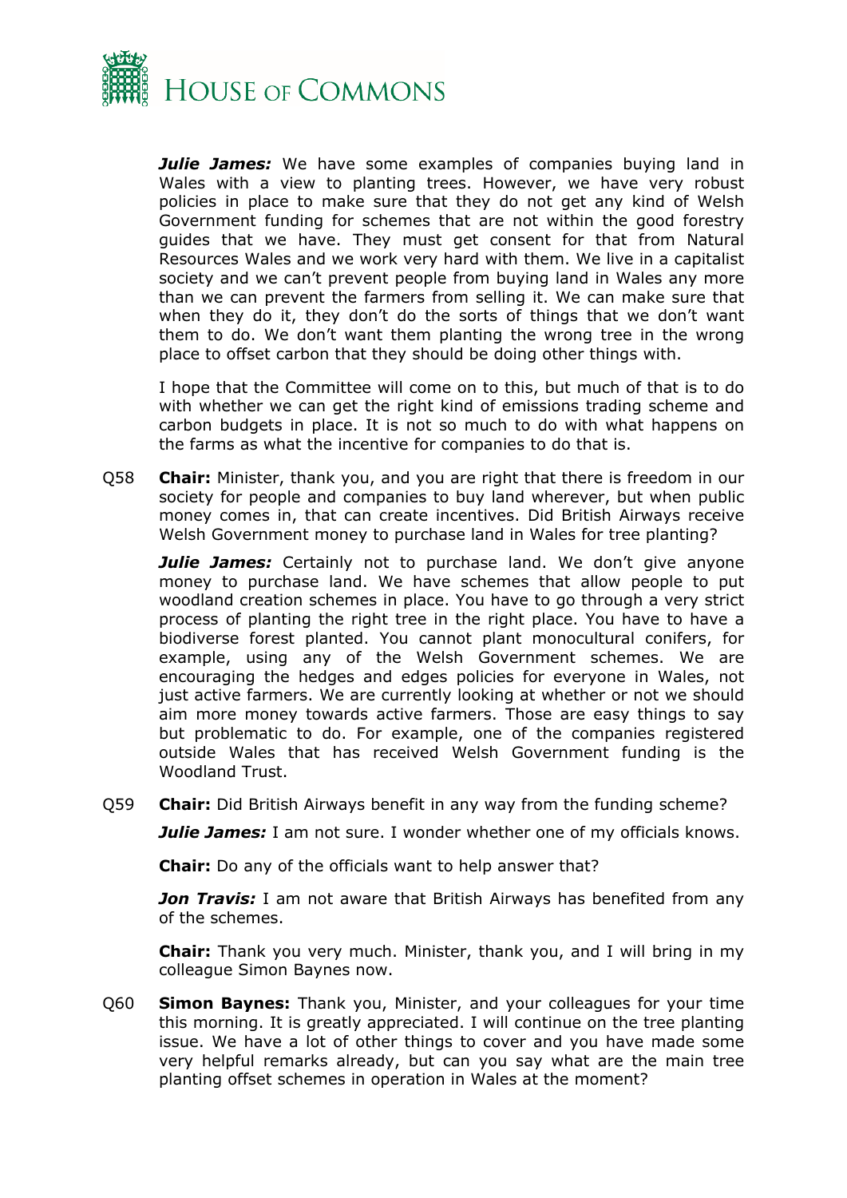***Julie James:*** We have some examples of companies buying land in Wales with a view to planting trees. However, we have very robust policies in place to make sure that they do not get any kind of Welsh Government funding for schemes that are not within the good forestry guides that we have. They must get consent for that from Natural Resources Wales and we work very hard with them. We live in a capitalist society and we can't prevent people from buying land in Wales any more than we can prevent the farmers from selling it. We can make sure that when they do it, they don't do the sorts of things that we don't want them to do. We don't want them planting the wrong tree in the wrong place to offset carbon that they should be doing other things with.

I hope that the Committee will come on to this, but much of that is to do with whether we can get the right kind of emissions trading scheme and carbon budgets in place. It is not so much to do with what happens on the farms as what the incentive for companies to do that is.

Q58 **Chair:** Minister, thank you, and you are right that there is freedom in our society for people and companies to buy land wherever, but when public money comes in, that can create incentives. Did British Airways receive Welsh Government money to purchase land in Wales for tree planting?

***Julie James:*** Certainly not to purchase land. We don't give anyone money to purchase land. We have schemes that allow people to put woodland creation schemes in place. You have to go through a very strict process of planting the right tree in the right place. You have to have a biodiverse forest planted. You cannot plant monocultural conifers, for example, using any of the Welsh Government schemes. We are encouraging the hedges and edges policies for everyone in Wales, not just active farmers. We are currently looking at whether or not we should aim more money towards active farmers. Those are easy things to say but problematic to do. For example, one of the companies registered outside Wales that has received Welsh Government funding is the Woodland Trust.

Q59 **Chair:** Did British Airways benefit in any way from the funding scheme?

***Julie James:*** I am not sure. I wonder whether one of my officials knows.

**Chair:** Do any of the officials want to help answer that?

***Jon Travis:*** I am not aware that British Airways has benefited from any of the schemes.

**Chair:** Thank you very much. Minister, thank you, and I will bring in my colleague Simon Baynes now.

Q60 **Simon Baynes:** Thank you, Minister, and your colleagues for your time this morning. It is greatly appreciated. I will continue on the tree planting issue. We have a lot of other things to cover and you have made some very helpful remarks already, but can you say what are the main tree planting offset schemes in operation in Wales at the moment?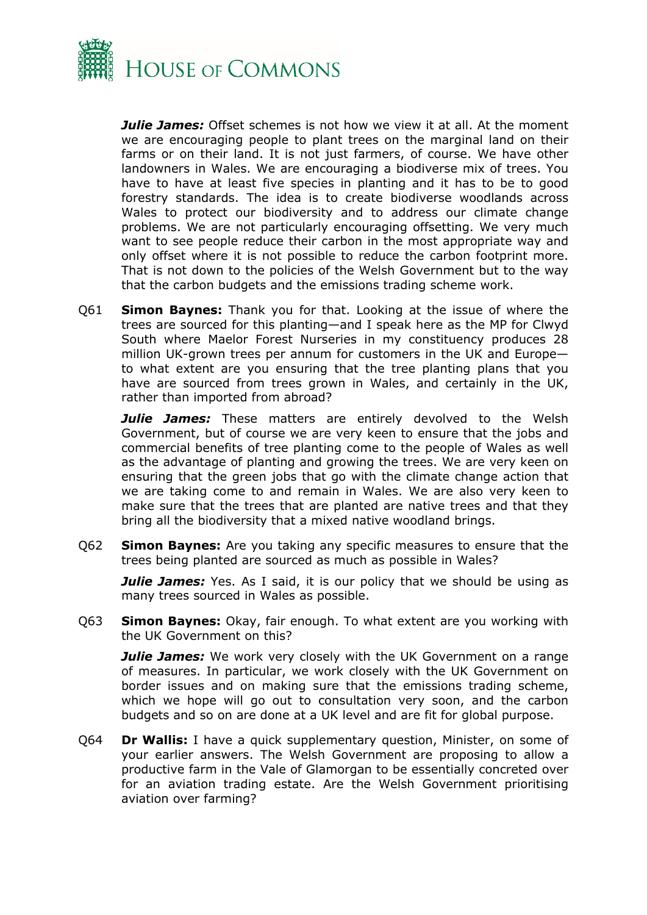***Julie James:*** Offset schemes is not how we view it at all. At the moment we are encouraging people to plant trees on the marginal land on their farms or on their land. It is not just farmers, of course. We have other landowners in Wales. We are encouraging a biodiverse mix of trees. You have to have at least five species in planting and it has to be to good forestry standards. The idea is to create biodiverse woodlands across Wales to protect our biodiversity and to address our climate change problems. We are not particularly encouraging offsetting. We very much want to see people reduce their carbon in the most appropriate way and only offset where it is not possible to reduce the carbon footprint more. That is not down to the policies of the Welsh Government but to the way that the carbon budgets and the emissions trading scheme work.

Q61 **Simon Baynes:** Thank you for that. Looking at the issue of where the trees are sourced for this planting—and I speak here as the MP for Clwyd South where Maelor Forest Nurseries in my constituency produces 28 million UK-grown trees per annum for customers in the UK and Europe—to what extent are you ensuring that the tree planting plans that you have are sourced from trees grown in Wales, and certainly in the UK, rather than imported from abroad?

***Julie James:*** These matters are entirely devolved to the Welsh Government, but of course we are very keen to ensure that the jobs and commercial benefits of tree planting come to the people of Wales as well as the advantage of planting and growing the trees. We are very keen on ensuring that the green jobs that go with the climate change action that we are taking come to and remain in Wales. We are also very keen to make sure that the trees that are planted are native trees and that they bring all the biodiversity that a mixed native woodland brings.

Q62 **Simon Baynes:** Are you taking any specific measures to ensure that the trees being planted are sourced as much as possible in Wales?

***Julie James:*** Yes. As I said, it is our policy that we should be using as many trees sourced in Wales as possible.

Q63 **Simon Baynes:** Okay, fair enough. To what extent are you working with the UK Government on this?

***Julie James:*** We work very closely with the UK Government on a range of measures. In particular, we work closely with the UK Government on border issues and on making sure that the emissions trading scheme, which we hope will go out to consultation very soon, and the carbon budgets and so on are done at a UK level and are fit for global purpose.

Q64 **Dr Wallis:** I have a quick supplementary question, Minister, on some of your earlier answers. The Welsh Government are proposing to allow a productive farm in the Vale of Glamorgan to be essentially concreted over for an aviation trading estate. Are the Welsh Government prioritising aviation over farming?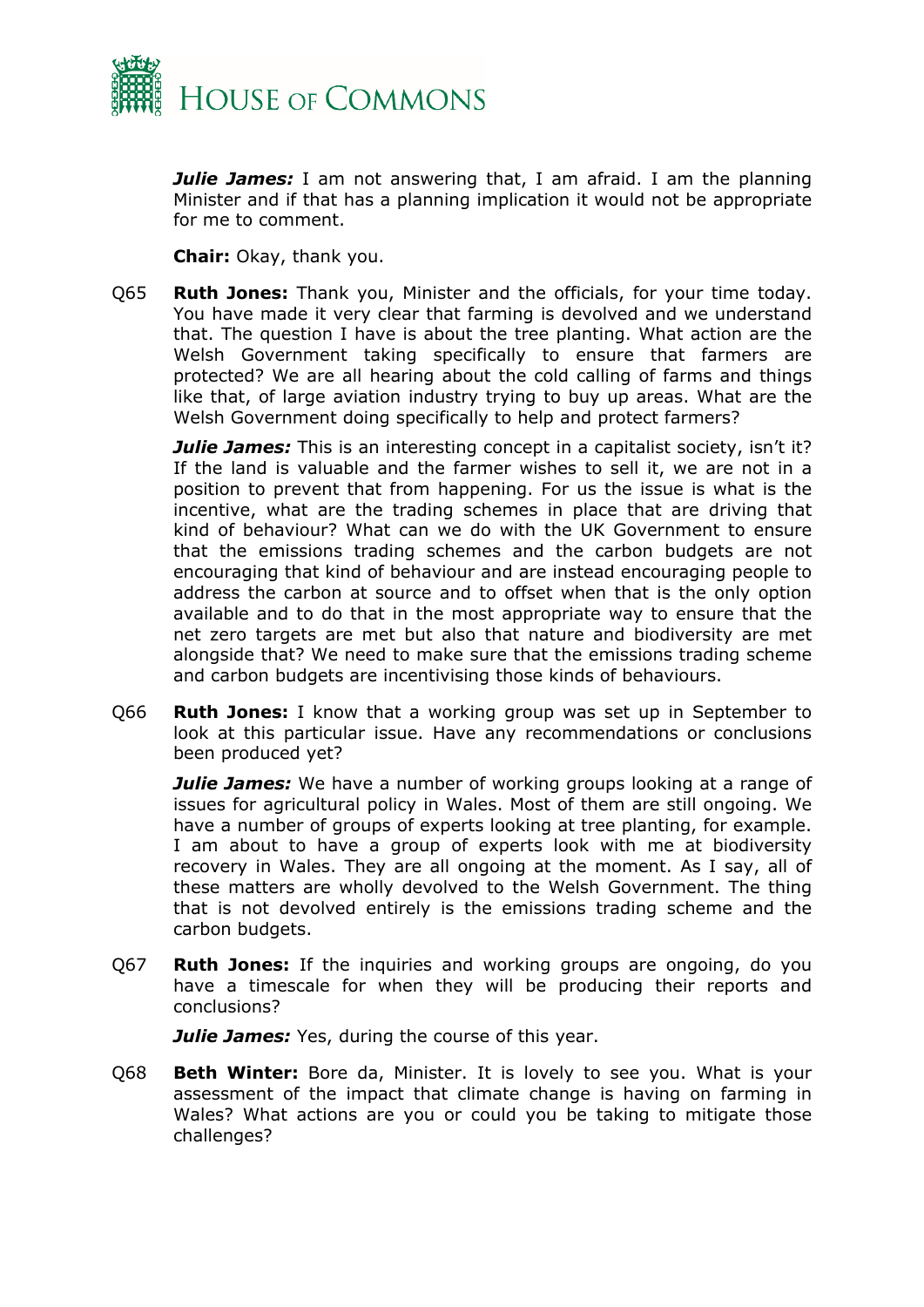***Julie James:*** I am not answering that, I am afraid. I am the planning Minister and if that has a planning implication it would not be appropriate for me to comment.

**Chair:** Okay, thank you.

Q65 **Ruth Jones:** Thank you, Minister and the officials, for your time today. You have made it very clear that farming is devolved and we understand that. The question I have is about the tree planting. What action are the Welsh Government taking specifically to ensure that farmers are protected? We are all hearing about the cold calling of farms and things like that, of large aviation industry trying to buy up areas. What are the Welsh Government doing specifically to help and protect farmers?

***Julie James:*** This is an interesting concept in a capitalist society, isn't it? If the land is valuable and the farmer wishes to sell it, we are not in a position to prevent that from happening. For us the issue is what is the incentive, what are the trading schemes in place that are driving that kind of behaviour? What can we do with the UK Government to ensure that the emissions trading schemes and the carbon budgets are not encouraging that kind of behaviour and are instead encouraging people to address the carbon at source and to offset when that is the only option available and to do that in the most appropriate way to ensure that the net zero targets are met but also that nature and biodiversity are met alongside that? We need to make sure that the emissions trading scheme and carbon budgets are incentivising those kinds of behaviours.

Q66 **Ruth Jones:** I know that a working group was set up in September to look at this particular issue. Have any recommendations or conclusions been produced yet?

***Julie James:*** We have a number of working groups looking at a range of issues for agricultural policy in Wales. Most of them are still ongoing. We have a number of groups of experts looking at tree planting, for example. I am about to have a group of experts look with me at biodiversity recovery in Wales. They are all ongoing at the moment. As I say, all of these matters are wholly devolved to the Welsh Government. The thing that is not devolved entirely is the emissions trading scheme and the carbon budgets.

Q67 **Ruth Jones:** If the inquiries and working groups are ongoing, do you have a timescale for when they will be producing their reports and conclusions?

***Julie James:*** Yes, during the course of this year.

Q68 **Beth Winter:** Bore da, Minister. It is lovely to see you. What is your assessment of the impact that climate change is having on farming in Wales? What actions are you or could you be taking to mitigate those challenges?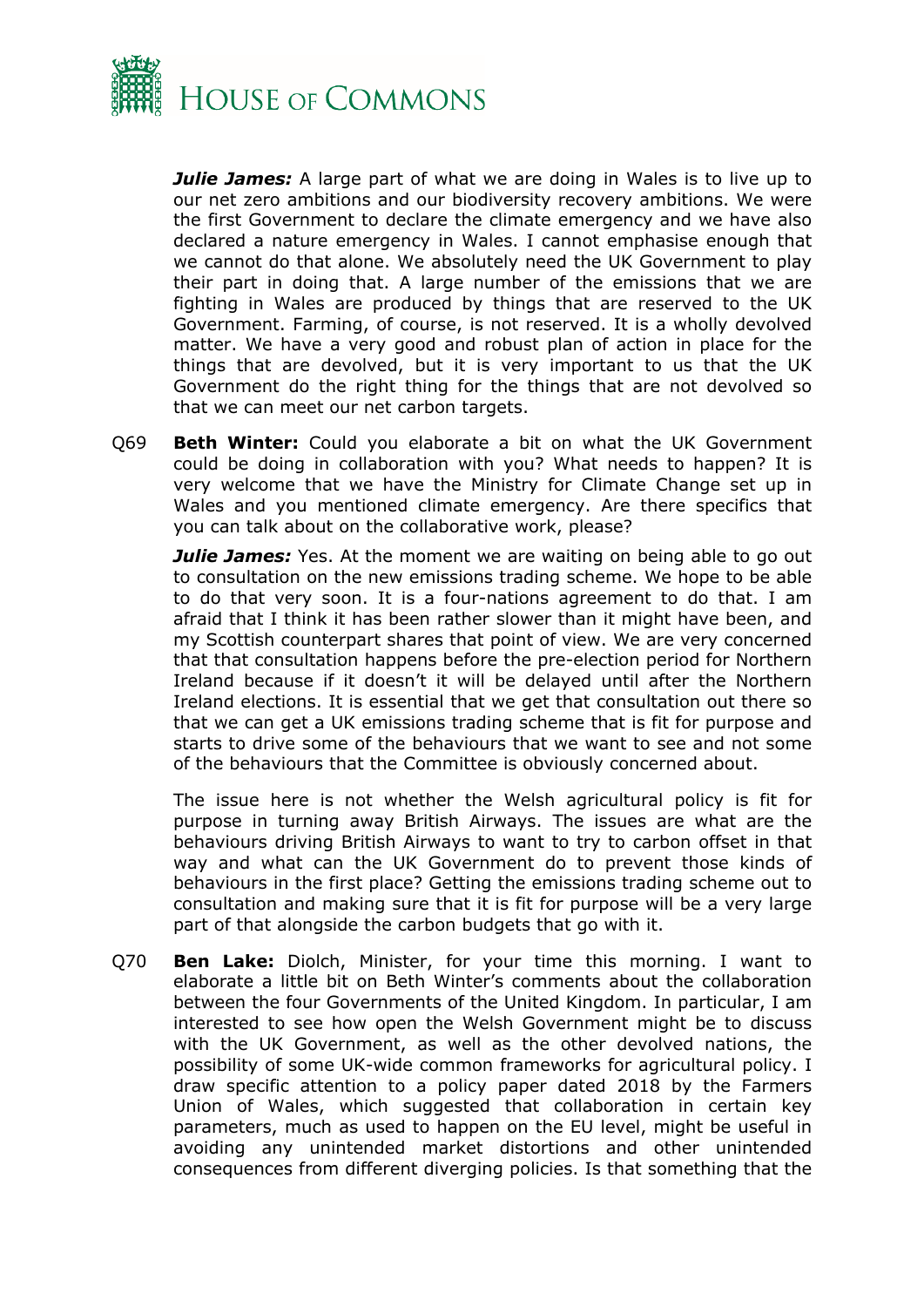***Julie James:*** A large part of what we are doing in Wales is to live up to our net zero ambitions and our biodiversity recovery ambitions. We were the first Government to declare the climate emergency and we have also declared a nature emergency in Wales. I cannot emphasise enough that we cannot do that alone. We absolutely need the UK Government to play their part in doing that. A large number of the emissions that we are fighting in Wales are produced by things that are reserved to the UK Government. Farming, of course, is not reserved. It is a wholly devolved matter. We have a very good and robust plan of action in place for the things that are devolved, but it is very important to us that the UK Government do the right thing for the things that are not devolved so that we can meet our net carbon targets.

Q69 **Beth Winter:** Could you elaborate a bit on what the UK Government could be doing in collaboration with you? What needs to happen? It is very welcome that we have the Ministry for Climate Change set up in Wales and you mentioned climate emergency. Are there specifics that you can talk about on the collaborative work, please?

***Julie James:*** Yes. At the moment we are waiting on being able to go out to consultation on the new emissions trading scheme. We hope to be able to do that very soon. It is a four-nations agreement to do that. I am afraid that I think it has been rather slower than it might have been, and my Scottish counterpart shares that point of view. We are very concerned that that consultation happens before the pre-election period for Northern Ireland because if it doesn't it will be delayed until after the Northern Ireland elections. It is essential that we get that consultation out there so that we can get a UK emissions trading scheme that is fit for purpose and starts to drive some of the behaviours that we want to see and not some of the behaviours that the Committee is obviously concerned about.

The issue here is not whether the Welsh agricultural policy is fit for purpose in turning away British Airways. The issues are what are the behaviours driving British Airways to want to try to carbon offset in that way and what can the UK Government do to prevent those kinds of behaviours in the first place? Getting the emissions trading scheme out to consultation and making sure that it is fit for purpose will be a very large part of that alongside the carbon budgets that go with it.

Q70 **Ben Lake:** Diolch, Minister, for your time this morning. I want to elaborate a little bit on Beth Winter's comments about the collaboration between the four Governments of the United Kingdom. In particular, I am interested to see how open the Welsh Government might be to discuss with the UK Government, as well as the other devolved nations, the possibility of some UK-wide common frameworks for agricultural policy. I draw specific attention to a policy paper dated 2018 by the Farmers Union of Wales, which suggested that collaboration in certain key parameters, much as used to happen on the EU level, might be useful in avoiding any unintended market distortions and other unintended consequences from different diverging policies. Is that something that the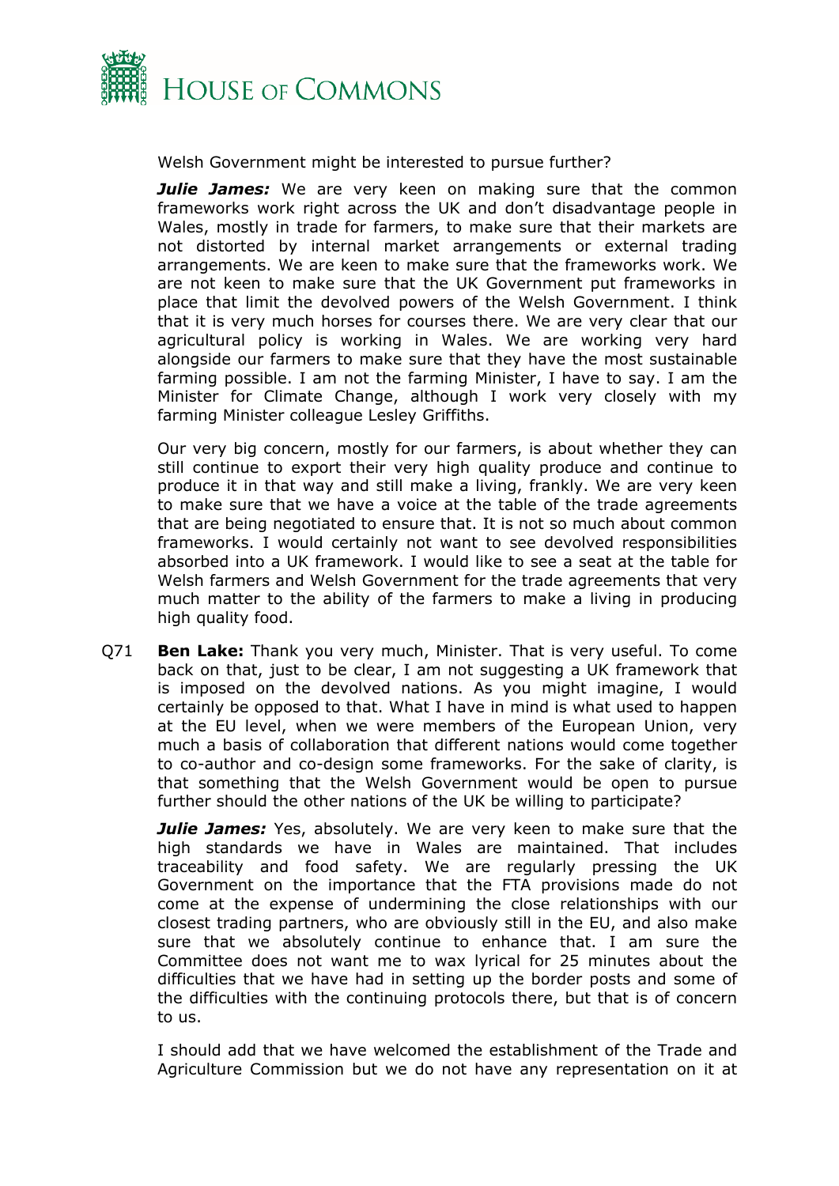Welsh Government might be interested to pursue further?

***Julie James:*** We are very keen on making sure that the common frameworks work right across the UK and don't disadvantage people in Wales, mostly in trade for farmers, to make sure that their markets are not distorted by internal market arrangements or external trading arrangements. We are keen to make sure that the frameworks work. We are not keen to make sure that the UK Government put frameworks in place that limit the devolved powers of the Welsh Government. I think that it is very much horses for courses there. We are very clear that our agricultural policy is working in Wales. We are working very hard alongside our farmers to make sure that they have the most sustainable farming possible. I am not the farming Minister, I have to say. I am the Minister for Climate Change, although I work very closely with my farming Minister colleague Lesley Griffiths.

Our very big concern, mostly for our farmers, is about whether they can still continue to export their very high quality produce and continue to produce it in that way and still make a living, frankly. We are very keen to make sure that we have a voice at the table of the trade agreements that are being negotiated to ensure that. It is not so much about common frameworks. I would certainly not want to see devolved responsibilities absorbed into a UK framework. I would like to see a seat at the table for Welsh farmers and Welsh Government for the trade agreements that very much matter to the ability of the farmers to make a living in producing high quality food.

Q71 **Ben Lake:** Thank you very much, Minister. That is very useful. To come back on that, just to be clear, I am not suggesting a UK framework that is imposed on the devolved nations. As you might imagine, I would certainly be opposed to that. What I have in mind is what used to happen at the EU level, when we were members of the European Union, very much a basis of collaboration that different nations would come together to co-author and co-design some frameworks. For the sake of clarity, is that something that the Welsh Government would be open to pursue further should the other nations of the UK be willing to participate?

***Julie James:*** Yes, absolutely. We are very keen to make sure that the high standards we have in Wales are maintained. That includes traceability and food safety. We are regularly pressing the UK Government on the importance that the FTA provisions made do not come at the expense of undermining the close relationships with our closest trading partners, who are obviously still in the EU, and also make sure that we absolutely continue to enhance that. I am sure the Committee does not want me to wax lyrical for 25 minutes about the difficulties that we have had in setting up the border posts and some of the difficulties with the continuing protocols there, but that is of concern to us.

I should add that we have welcomed the establishment of the Trade and Agriculture Commission but we do not have any representation on it at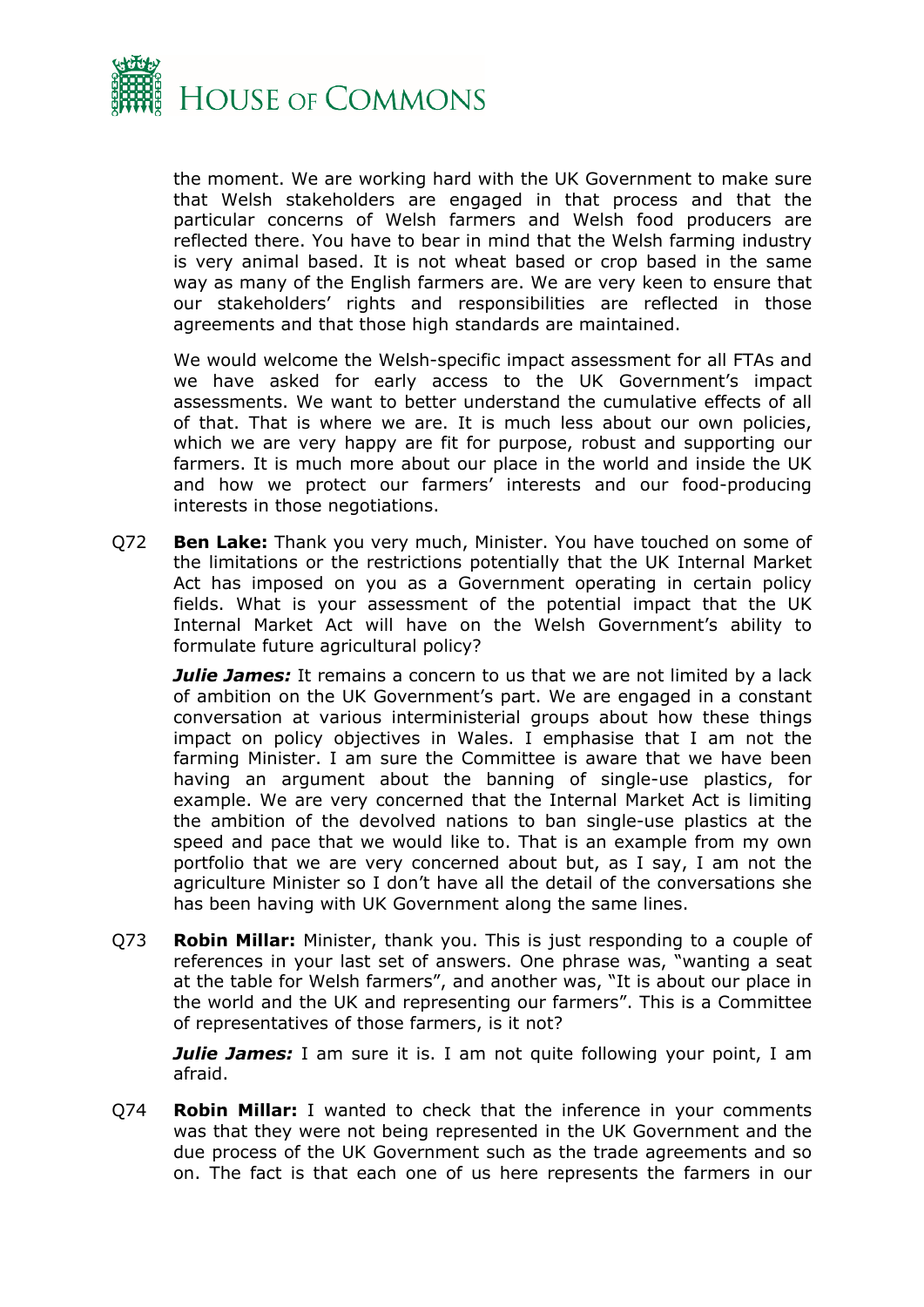the moment. We are working hard with the UK Government to make sure that Welsh stakeholders are engaged in that process and that the particular concerns of Welsh farmers and Welsh food producers are reflected there. You have to bear in mind that the Welsh farming industry is very animal based. It is not wheat based or crop based in the same way as many of the English farmers are. We are very keen to ensure that our stakeholders' rights and responsibilities are reflected in those agreements and that those high standards are maintained.

We would welcome the Welsh-specific impact assessment for all FTAs and we have asked for early access to the UK Government's impact assessments. We want to better understand the cumulative effects of all of that. That is where we are. It is much less about our own policies, which we are very happy are fit for purpose, robust and supporting our farmers. It is much more about our place in the world and inside the UK and how we protect our farmers' interests and our food-producing interests in those negotiations.

Q72 **Ben Lake:** Thank you very much, Minister. You have touched on some of the limitations or the restrictions potentially that the UK Internal Market Act has imposed on you as a Government operating in certain policy fields. What is your assessment of the potential impact that the UK Internal Market Act will have on the Welsh Government's ability to formulate future agricultural policy?

***Julie James:*** It remains a concern to us that we are not limited by a lack of ambition on the UK Government's part. We are engaged in a constant conversation at various interministerial groups about how these things impact on policy objectives in Wales. I emphasise that I am not the farming Minister. I am sure the Committee is aware that we have been having an argument about the banning of single-use plastics, for example. We are very concerned that the Internal Market Act is limiting the ambition of the devolved nations to ban single-use plastics at the speed and pace that we would like to. That is an example from my own portfolio that we are very concerned about but, as I say, I am not the agriculture Minister so I don't have all the detail of the conversations she has been having with UK Government along the same lines.

Q73 **Robin Millar:** Minister, thank you. This is just responding to a couple of references in your last set of answers. One phrase was, "wanting a seat at the table for Welsh farmers", and another was, "It is about our place in the world and the UK and representing our farmers". This is a Committee of representatives of those farmers, is it not?

***Julie James:*** I am sure it is. I am not quite following your point, I am afraid.

Q74 **Robin Millar:** I wanted to check that the inference in your comments was that they were not being represented in the UK Government and the due process of the UK Government such as the trade agreements and so on. The fact is that each one of us here represents the farmers in our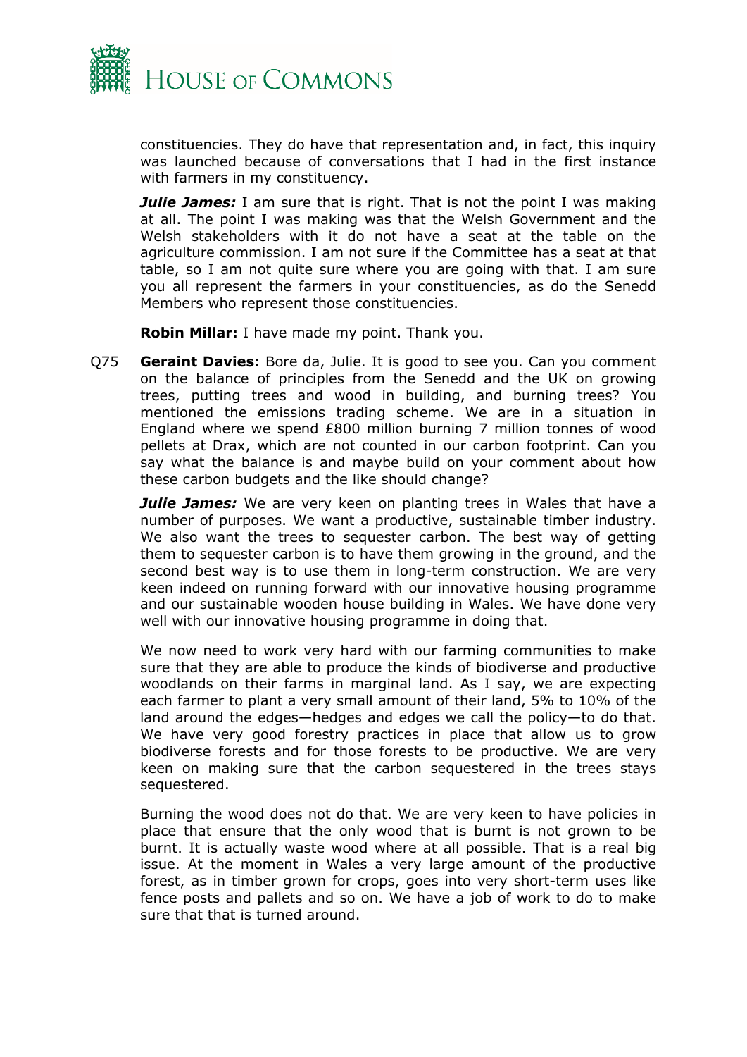constituencies. They do have that representation and, in fact, this inquiry was launched because of conversations that I had in the first instance with farmers in my constituency.

***Julie James:*** I am sure that is right. That is not the point I was making at all. The point I was making was that the Welsh Government and the Welsh stakeholders with it do not have a seat at the table on the agriculture commission. I am not sure if the Committee has a seat at that table, so I am not quite sure where you are going with that. I am sure you all represent the farmers in your constituencies, as do the Senedd Members who represent those constituencies.

**Robin Millar:** I have made my point. Thank you.

Q75 **Geraint Davies:** Bore da, Julie. It is good to see you. Can you comment on the balance of principles from the Senedd and the UK on growing trees, putting trees and wood in building, and burning trees? You mentioned the emissions trading scheme. We are in a situation in England where we spend £800 million burning 7 million tonnes of wood pellets at Drax, which are not counted in our carbon footprint. Can you say what the balance is and maybe build on your comment about how these carbon budgets and the like should change?

***Julie James:*** We are very keen on planting trees in Wales that have a number of purposes. We want a productive, sustainable timber industry. We also want the trees to sequester carbon. The best way of getting them to sequester carbon is to have them growing in the ground, and the second best way is to use them in long-term construction. We are very keen indeed on running forward with our innovative housing programme and our sustainable wooden house building in Wales. We have done very well with our innovative housing programme in doing that.

We now need to work very hard with our farming communities to make sure that they are able to produce the kinds of biodiverse and productive woodlands on their farms in marginal land. As I say, we are expecting each farmer to plant a very small amount of their land, 5% to 10% of the land around the edges—hedges and edges we call the policy—to do that. We have very good forestry practices in place that allow us to grow biodiverse forests and for those forests to be productive. We are very keen on making sure that the carbon sequestered in the trees stays sequestered.

Burning the wood does not do that. We are very keen to have policies in place that ensure that the only wood that is burnt is not grown to be burnt. It is actually waste wood where at all possible. That is a real big issue. At the moment in Wales a very large amount of the productive forest, as in timber grown for crops, goes into very short-term uses like fence posts and pallets and so on. We have a job of work to do to make sure that that is turned around.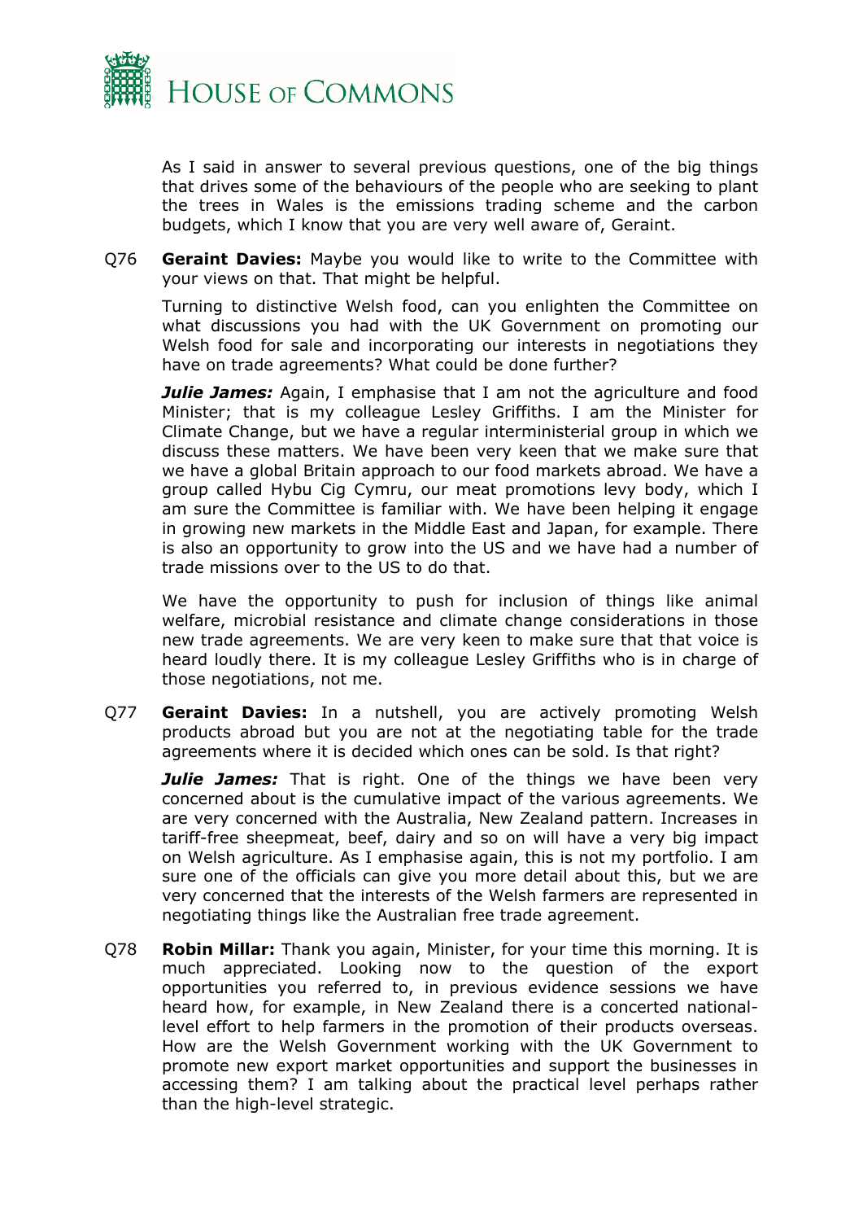As I said in answer to several previous questions, one of the big things that drives some of the behaviours of the people who are seeking to plant the trees in Wales is the emissions trading scheme and the carbon budgets, which I know that you are very well aware of, Geraint.

Q76 **Geraint Davies:** Maybe you would like to write to the Committee with your views on that. That might be helpful.

Turning to distinctive Welsh food, can you enlighten the Committee on what discussions you had with the UK Government on promoting our Welsh food for sale and incorporating our interests in negotiations they have on trade agreements? What could be done further?

***Julie James:*** Again, I emphasise that I am not the agriculture and food Minister; that is my colleague Lesley Griffiths. I am the Minister for Climate Change, but we have a regular interministerial group in which we discuss these matters. We have been very keen that we make sure that we have a global Britain approach to our food markets abroad. We have a group called Hybu Cig Cymru, our meat promotions levy body, which I am sure the Committee is familiar with. We have been helping it engage in growing new markets in the Middle East and Japan, for example. There is also an opportunity to grow into the US and we have had a number of trade missions over to the US to do that.

We have the opportunity to push for inclusion of things like animal welfare, microbial resistance and climate change considerations in those new trade agreements. We are very keen to make sure that that voice is heard loudly there. It is my colleague Lesley Griffiths who is in charge of those negotiations, not me.

Q77 **Geraint Davies:** In a nutshell, you are actively promoting Welsh products abroad but you are not at the negotiating table for the trade agreements where it is decided which ones can be sold. Is that right?

***Julie James:*** That is right. One of the things we have been very concerned about is the cumulative impact of the various agreements. We are very concerned with the Australia, New Zealand pattern. Increases in tariff-free sheepmeat, beef, dairy and so on will have a very big impact on Welsh agriculture. As I emphasise again, this is not my portfolio. I am sure one of the officials can give you more detail about this, but we are very concerned that the interests of the Welsh farmers are represented in negotiating things like the Australian free trade agreement.

Q78 **Robin Millar:** Thank you again, Minister, for your time this morning. It is much appreciated. Looking now to the question of the export opportunities you referred to, in previous evidence sessions we have heard how, for example, in New Zealand there is a concerted national-level effort to help farmers in the promotion of their products overseas. How are the Welsh Government working with the UK Government to promote new export market opportunities and support the businesses in accessing them? I am talking about the practical level perhaps rather than the high-level strategic.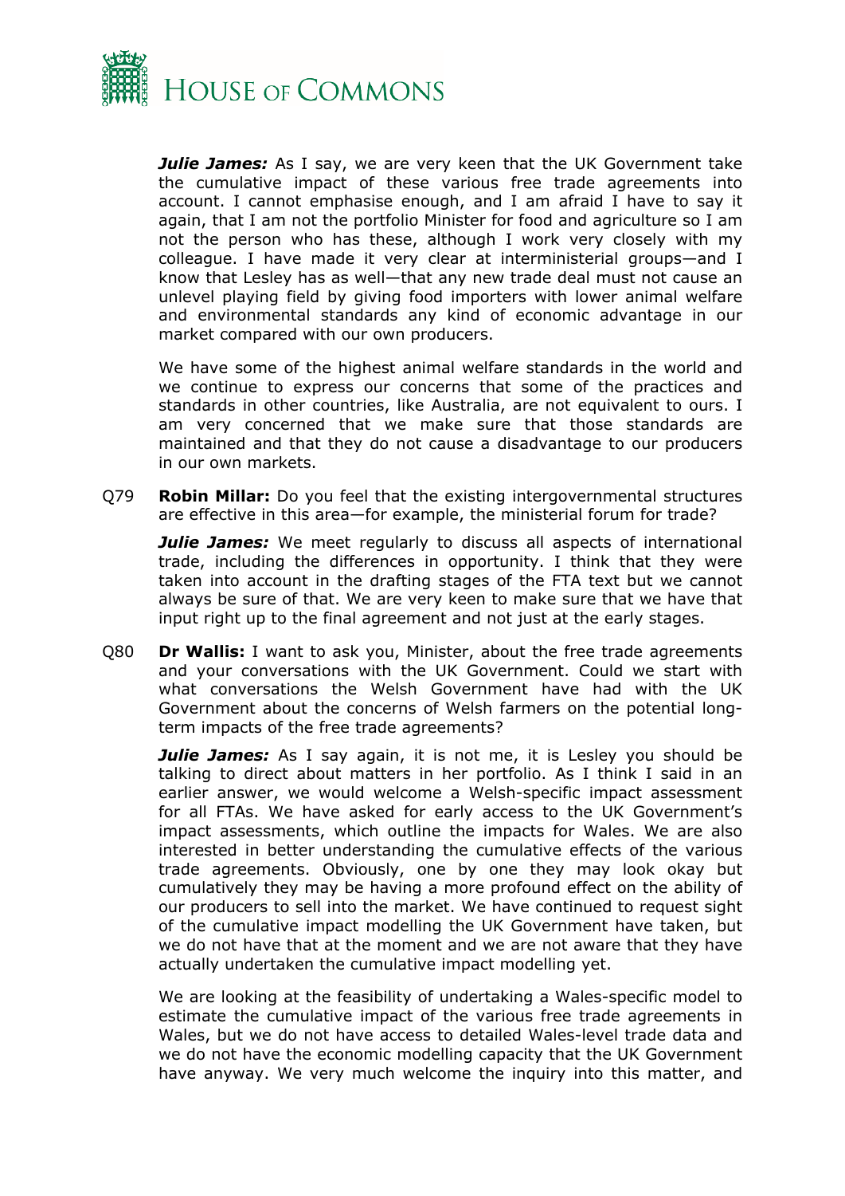***Julie James:*** As I say, we are very keen that the UK Government take the cumulative impact of these various free trade agreements into account. I cannot emphasise enough, and I am afraid I have to say it again, that I am not the portfolio Minister for food and agriculture so I am not the person who has these, although I work very closely with my colleague. I have made it very clear at interministerial groups—and I know that Lesley has as well—that any new trade deal must not cause an unlevel playing field by giving food importers with lower animal welfare and environmental standards any kind of economic advantage in our market compared with our own producers.

We have some of the highest animal welfare standards in the world and we continue to express our concerns that some of the practices and standards in other countries, like Australia, are not equivalent to ours. I am very concerned that we make sure that those standards are maintained and that they do not cause a disadvantage to our producers in our own markets.

Q79 **Robin Millar:** Do you feel that the existing intergovernmental structures are effective in this area—for example, the ministerial forum for trade?

***Julie James:*** We meet regularly to discuss all aspects of international trade, including the differences in opportunity. I think that they were taken into account in the drafting stages of the FTA text but we cannot always be sure of that. We are very keen to make sure that we have that input right up to the final agreement and not just at the early stages.

Q80 **Dr Wallis:** I want to ask you, Minister, about the free trade agreements and your conversations with the UK Government. Could we start with what conversations the Welsh Government have had with the UK Government about the concerns of Welsh farmers on the potential long-term impacts of the free trade agreements?

***Julie James:*** As I say again, it is not me, it is Lesley you should be talking to direct about matters in her portfolio. As I think I said in an earlier answer, we would welcome a Welsh-specific impact assessment for all FTAs. We have asked for early access to the UK Government's impact assessments, which outline the impacts for Wales. We are also interested in better understanding the cumulative effects of the various trade agreements. Obviously, one by one they may look okay but cumulatively they may be having a more profound effect on the ability of our producers to sell into the market. We have continued to request sight of the cumulative impact modelling the UK Government have taken, but we do not have that at the moment and we are not aware that they have actually undertaken the cumulative impact modelling yet.

We are looking at the feasibility of undertaking a Wales-specific model to estimate the cumulative impact of the various free trade agreements in Wales, but we do not have access to detailed Wales-level trade data and we do not have the economic modelling capacity that the UK Government have anyway. We very much welcome the inquiry into this matter, and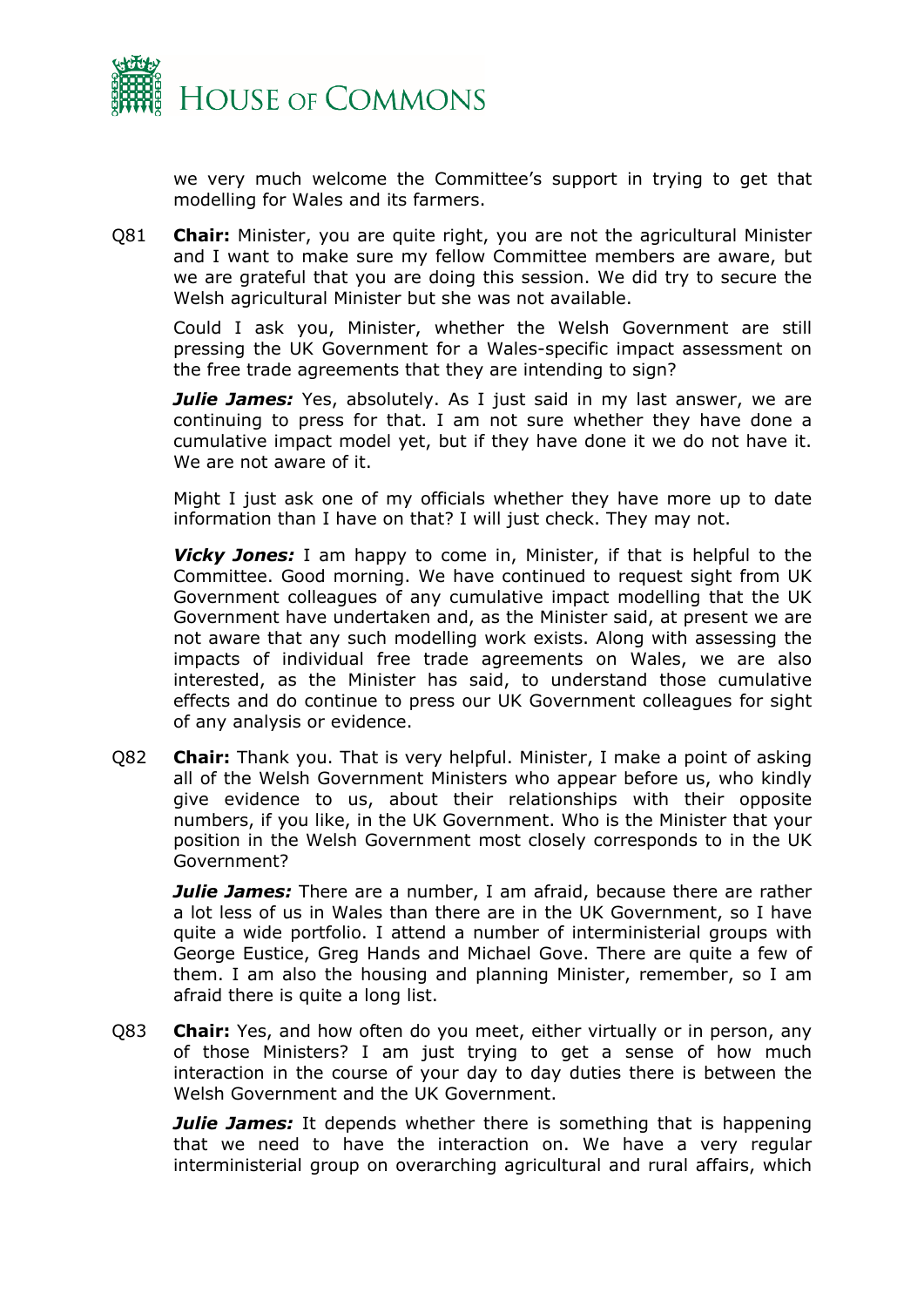we very much welcome the Committee's support in trying to get that modelling for Wales and its farmers.

Q81 **Chair:** Minister, you are quite right, you are not the agricultural Minister and I want to make sure my fellow Committee members are aware, but we are grateful that you are doing this session. We did try to secure the Welsh agricultural Minister but she was not available.

Could I ask you, Minister, whether the Welsh Government are still pressing the UK Government for a Wales-specific impact assessment on the free trade agreements that they are intending to sign?

***Julie James:*** Yes, absolutely. As I just said in my last answer, we are continuing to press for that. I am not sure whether they have done a cumulative impact model yet, but if they have done it we do not have it. We are not aware of it.

Might I just ask one of my officials whether they have more up to date information than I have on that? I will just check. They may not.

***Vicky Jones:*** I am happy to come in, Minister, if that is helpful to the Committee. Good morning. We have continued to request sight from UK Government colleagues of any cumulative impact modelling that the UK Government have undertaken and, as the Minister said, at present we are not aware that any such modelling work exists. Along with assessing the impacts of individual free trade agreements on Wales, we are also interested, as the Minister has said, to understand those cumulative effects and do continue to press our UK Government colleagues for sight of any analysis or evidence.

Q82 **Chair:** Thank you. That is very helpful. Minister, I make a point of asking all of the Welsh Government Ministers who appear before us, who kindly give evidence to us, about their relationships with their opposite numbers, if you like, in the UK Government. Who is the Minister that your position in the Welsh Government most closely corresponds to in the UK Government?

***Julie James:*** There are a number, I am afraid, because there are rather a lot less of us in Wales than there are in the UK Government, so I have quite a wide portfolio. I attend a number of interministerial groups with George Eustice, Greg Hands and Michael Gove. There are quite a few of them. I am also the housing and planning Minister, remember, so I am afraid there is quite a long list.

Q83 **Chair:** Yes, and how often do you meet, either virtually or in person, any of those Ministers? I am just trying to get a sense of how much interaction in the course of your day to day duties there is between the Welsh Government and the UK Government.

***Julie James:*** It depends whether there is something that is happening that we need to have the interaction on. We have a very regular interministerial group on overarching agricultural and rural affairs, which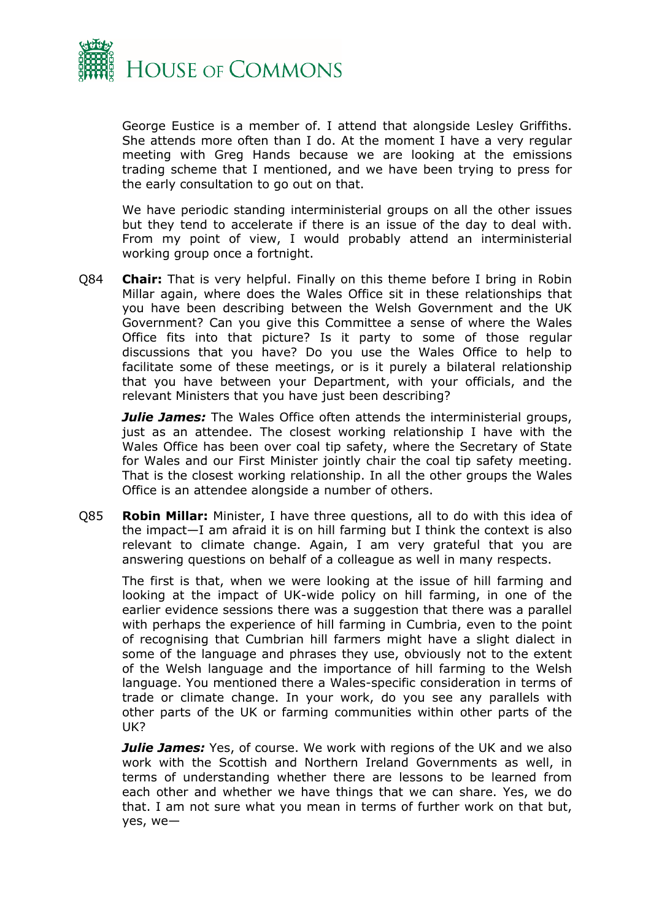George Eustice is a member of. I attend that alongside Lesley Griffiths. She attends more often than I do. At the moment I have a very regular meeting with Greg Hands because we are looking at the emissions trading scheme that I mentioned, and we have been trying to press for the early consultation to go out on that.

We have periodic standing interministerial groups on all the other issues but they tend to accelerate if there is an issue of the day to deal with. From my point of view, I would probably attend an interministerial working group once a fortnight.

Q84 **Chair:** That is very helpful. Finally on this theme before I bring in Robin Millar again, where does the Wales Office sit in these relationships that you have been describing between the Welsh Government and the UK Government? Can you give this Committee a sense of where the Wales Office fits into that picture? Is it party to some of those regular discussions that you have? Do you use the Wales Office to help to facilitate some of these meetings, or is it purely a bilateral relationship that you have between your Department, with your officials, and the relevant Ministers that you have just been describing?

***Julie James:*** The Wales Office often attends the interministerial groups, just as an attendee. The closest working relationship I have with the Wales Office has been over coal tip safety, where the Secretary of State for Wales and our First Minister jointly chair the coal tip safety meeting. That is the closest working relationship. In all the other groups the Wales Office is an attendee alongside a number of others.

Q85 **Robin Millar:** Minister, I have three questions, all to do with this idea of the impact—I am afraid it is on hill farming but I think the context is also relevant to climate change. Again, I am very grateful that you are answering questions on behalf of a colleague as well in many respects.

The first is that, when we were looking at the issue of hill farming and looking at the impact of UK-wide policy on hill farming, in one of the earlier evidence sessions there was a suggestion that there was a parallel with perhaps the experience of hill farming in Cumbria, even to the point of recognising that Cumbrian hill farmers might have a slight dialect in some of the language and phrases they use, obviously not to the extent of the Welsh language and the importance of hill farming to the Welsh language. You mentioned there a Wales-specific consideration in terms of trade or climate change. In your work, do you see any parallels with other parts of the UK or farming communities within other parts of the UK?

***Julie James:*** Yes, of course. We work with regions of the UK and we also work with the Scottish and Northern Ireland Governments as well, in terms of understanding whether there are lessons to be learned from each other and whether we have things that we can share. Yes, we do that. I am not sure what you mean in terms of further work on that but, yes, we—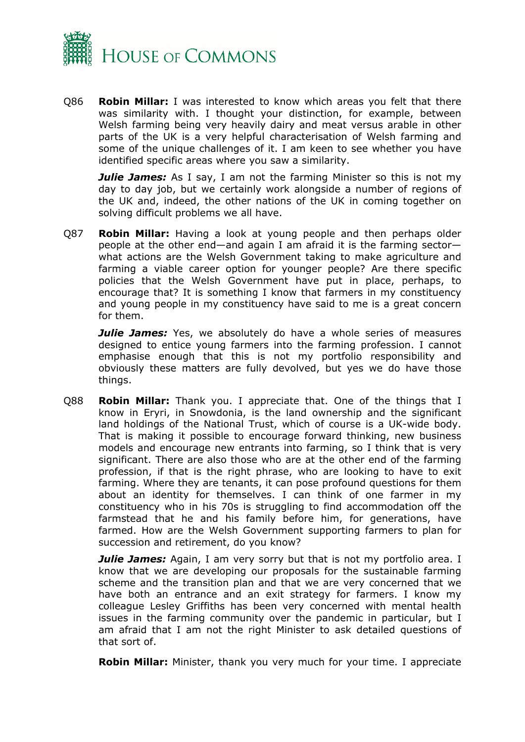Q86 **Robin Millar:** I was interested to know which areas you felt that there was similarity with. I thought your distinction, for example, between Welsh farming being very heavily dairy and meat versus arable in other parts of the UK is a very helpful characterisation of Welsh farming and some of the unique challenges of it. I am keen to see whether you have identified specific areas where you saw a similarity.

***Julie James:*** As I say, I am not the farming Minister so this is not my day to day job, but we certainly work alongside a number of regions of the UK and, indeed, the other nations of the UK in coming together on solving difficult problems we all have.

Q87 **Robin Millar:** Having a look at young people and then perhaps older people at the other end—and again I am afraid it is the farming sector—what actions are the Welsh Government taking to make agriculture and farming a viable career option for younger people? Are there specific policies that the Welsh Government have put in place, perhaps, to encourage that? It is something I know that farmers in my constituency and young people in my constituency have said to me is a great concern for them.

***Julie James:*** Yes, we absolutely do have a whole series of measures designed to entice young farmers into the farming profession. I cannot emphasise enough that this is not my portfolio responsibility and obviously these matters are fully devolved, but yes we do have those things.

Q88 **Robin Millar:** Thank you. I appreciate that. One of the things that I know in Eryri, in Snowdonia, is the land ownership and the significant land holdings of the National Trust, which of course is a UK-wide body. That is making it possible to encourage forward thinking, new business models and encourage new entrants into farming, so I think that is very significant. There are also those who are at the other end of the farming profession, if that is the right phrase, who are looking to have to exit farming. Where they are tenants, it can pose profound questions for them about an identity for themselves. I can think of one farmer in my constituency who in his 70s is struggling to find accommodation off the farmstead that he and his family before him, for generations, have farmed. How are the Welsh Government supporting farmers to plan for succession and retirement, do you know?

***Julie James:*** Again, I am very sorry but that is not my portfolio area. I know that we are developing our proposals for the sustainable farming scheme and the transition plan and that we are very concerned that we have both an entrance and an exit strategy for farmers. I know my colleague Lesley Griffiths has been very concerned with mental health issues in the farming community over the pandemic in particular, but I am afraid that I am not the right Minister to ask detailed questions of that sort of.

**Robin Millar:** Minister, thank you very much for your time. I appreciate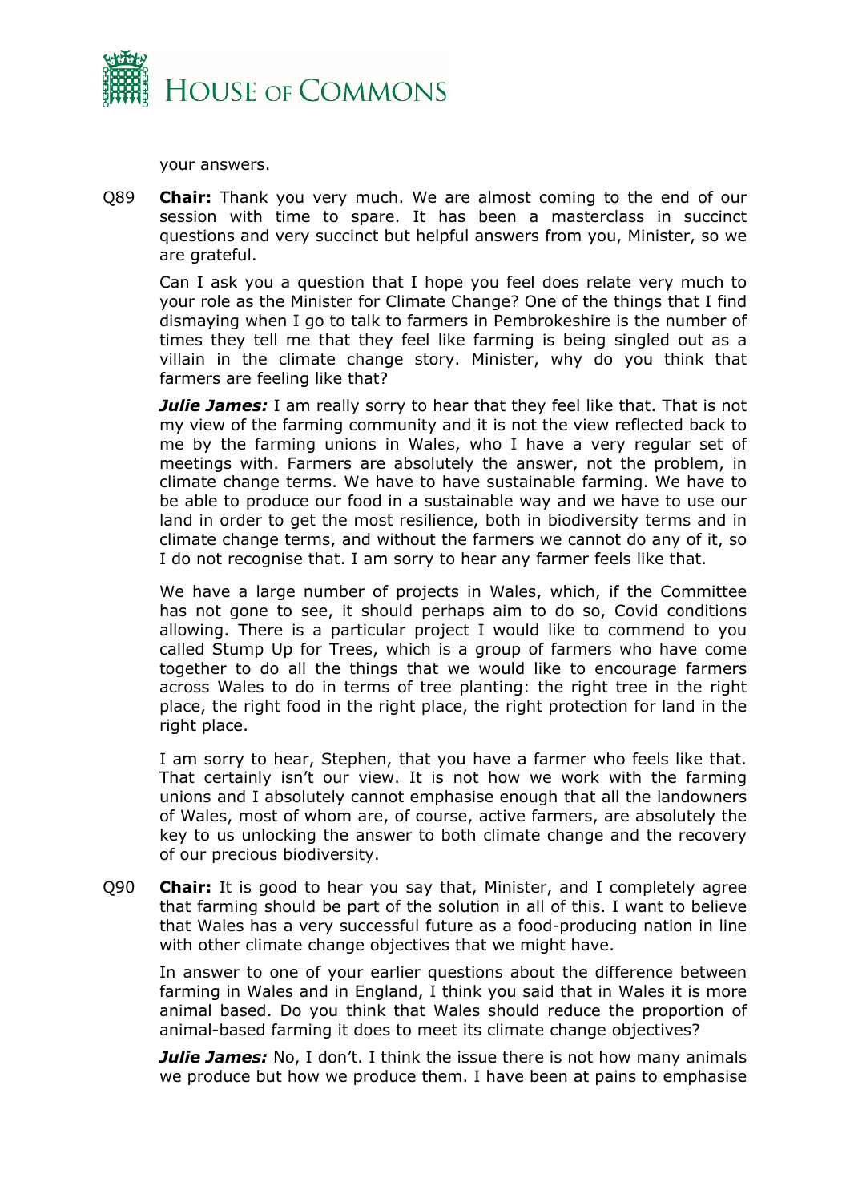your answers.

Q89 **Chair:** Thank you very much. We are almost coming to the end of our session with time to spare. It has been a masterclass in succinct questions and very succinct but helpful answers from you, Minister, so we are grateful.

Can I ask you a question that I hope you feel does relate very much to your role as the Minister for Climate Change? One of the things that I find dismaying when I go to talk to farmers in Pembrokeshire is the number of times they tell me that they feel like farming is being singled out as a villain in the climate change story. Minister, why do you think that farmers are feeling like that?

***Julie James:*** I am really sorry to hear that they feel like that. That is not my view of the farming community and it is not the view reflected back to me by the farming unions in Wales, who I have a very regular set of meetings with. Farmers are absolutely the answer, not the problem, in climate change terms. We have to have sustainable farming. We have to be able to produce our food in a sustainable way and we have to use our land in order to get the most resilience, both in biodiversity terms and in climate change terms, and without the farmers we cannot do any of it, so I do not recognise that. I am sorry to hear any farmer feels like that.

We have a large number of projects in Wales, which, if the Committee has not gone to see, it should perhaps aim to do so, Covid conditions allowing. There is a particular project I would like to commend to you called Stump Up for Trees, which is a group of farmers who have come together to do all the things that we would like to encourage farmers across Wales to do in terms of tree planting: the right tree in the right place, the right food in the right place, the right protection for land in the right place.

I am sorry to hear, Stephen, that you have a farmer who feels like that. That certainly isn't our view. It is not how we work with the farming unions and I absolutely cannot emphasise enough that all the landowners of Wales, most of whom are, of course, active farmers, are absolutely the key to us unlocking the answer to both climate change and the recovery of our precious biodiversity.

Q90 **Chair:** It is good to hear you say that, Minister, and I completely agree that farming should be part of the solution in all of this. I want to believe that Wales has a very successful future as a food-producing nation in line with other climate change objectives that we might have.

In answer to one of your earlier questions about the difference between farming in Wales and in England, I think you said that in Wales it is more animal based. Do you think that Wales should reduce the proportion of animal-based farming it does to meet its climate change objectives?

***Julie James:*** No, I don't. I think the issue there is not how many animals we produce but how we produce them. I have been at pains to emphasise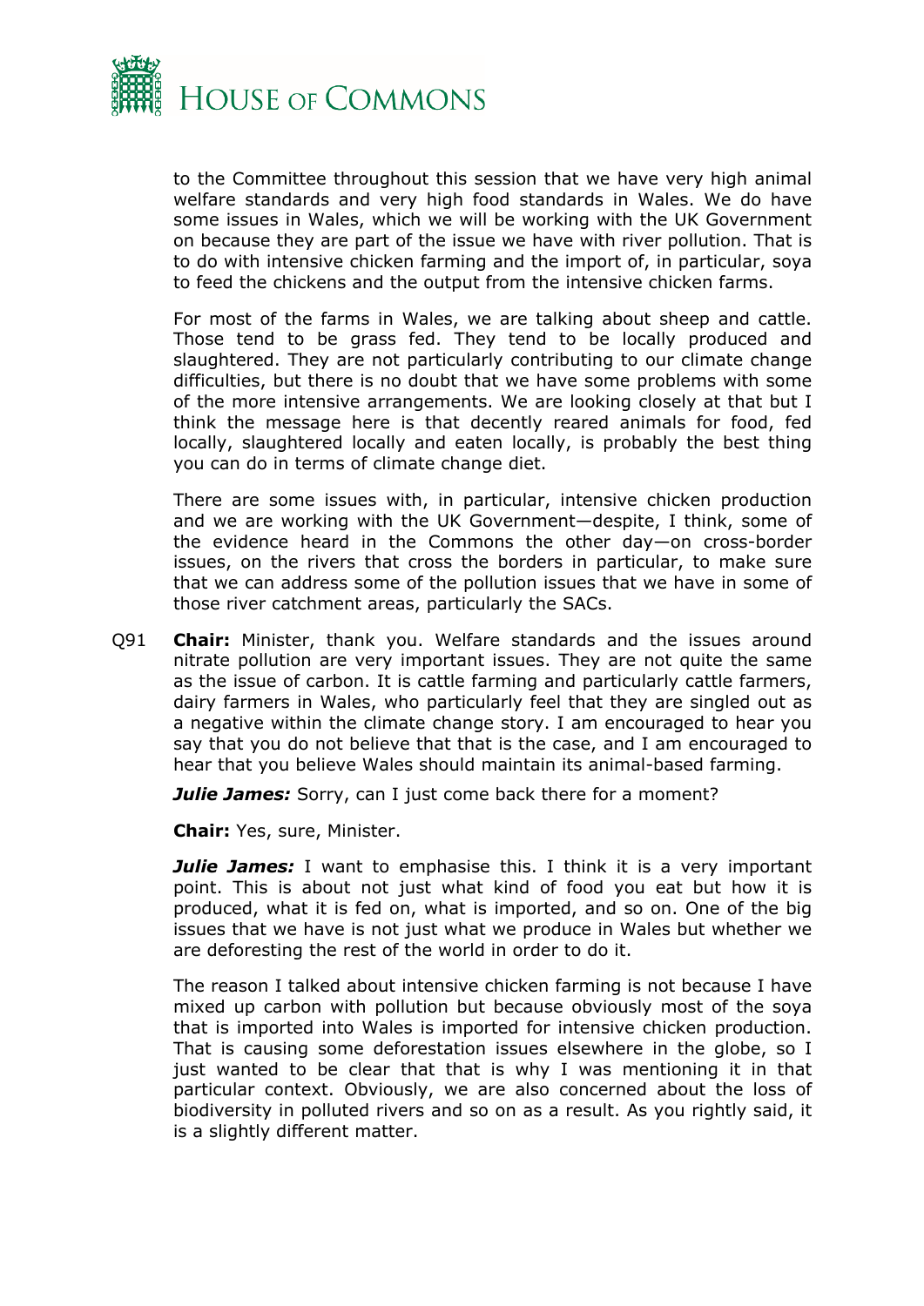to the Committee throughout this session that we have very high animal welfare standards and very high food standards in Wales. We do have some issues in Wales, which we will be working with the UK Government on because they are part of the issue we have with river pollution. That is to do with intensive chicken farming and the import of, in particular, soya to feed the chickens and the output from the intensive chicken farms.

For most of the farms in Wales, we are talking about sheep and cattle. Those tend to be grass fed. They tend to be locally produced and slaughtered. They are not particularly contributing to our climate change difficulties, but there is no doubt that we have some problems with some of the more intensive arrangements. We are looking closely at that but I think the message here is that decently reared animals for food, fed locally, slaughtered locally and eaten locally, is probably the best thing you can do in terms of climate change diet.

There are some issues with, in particular, intensive chicken production and we are working with the UK Government—despite, I think, some of the evidence heard in the Commons the other day—on cross-border issues, on the rivers that cross the borders in particular, to make sure that we can address some of the pollution issues that we have in some of those river catchment areas, particularly the SACs.

Q91 **Chair:** Minister, thank you. Welfare standards and the issues around nitrate pollution are very important issues. They are not quite the same as the issue of carbon. It is cattle farming and particularly cattle farmers, dairy farmers in Wales, who particularly feel that they are singled out as a negative within the climate change story. I am encouraged to hear you say that you do not believe that that is the case, and I am encouraged to hear that you believe Wales should maintain its animal-based farming.

***Julie James:*** Sorry, can I just come back there for a moment?

**Chair:** Yes, sure, Minister.

***Julie James:*** I want to emphasise this. I think it is a very important point. This is about not just what kind of food you eat but how it is produced, what it is fed on, what is imported, and so on. One of the big issues that we have is not just what we produce in Wales but whether we are deforesting the rest of the world in order to do it.

The reason I talked about intensive chicken farming is not because I have mixed up carbon with pollution but because obviously most of the soya that is imported into Wales is imported for intensive chicken production. That is causing some deforestation issues elsewhere in the globe, so I just wanted to be clear that that is why I was mentioning it in that particular context. Obviously, we are also concerned about the loss of biodiversity in polluted rivers and so on as a result. As you rightly said, it is a slightly different matter.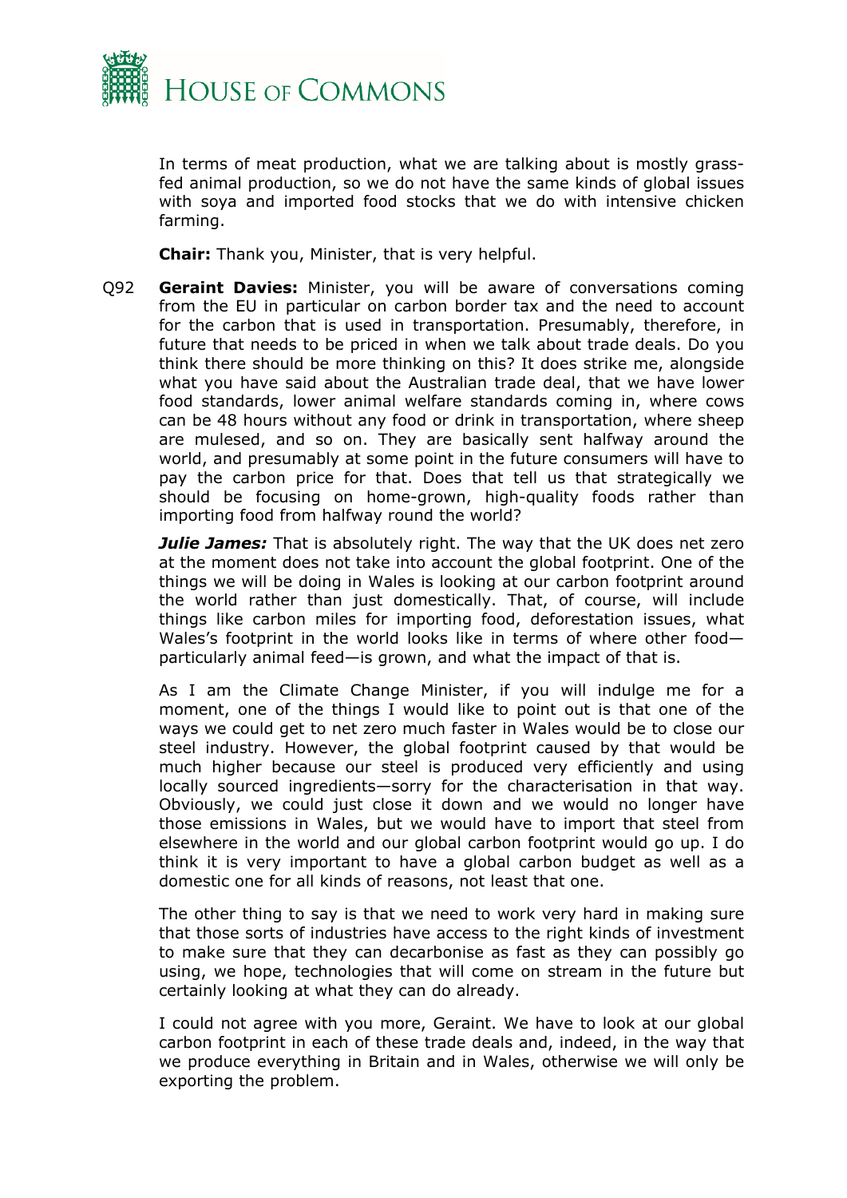In terms of meat production, what we are talking about is mostly grass-fed animal production, so we do not have the same kinds of global issues with soya and imported food stocks that we do with intensive chicken farming.

**Chair:** Thank you, Minister, that is very helpful.

Q92 **Geraint Davies:** Minister, you will be aware of conversations coming from the EU in particular on carbon border tax and the need to account for the carbon that is used in transportation. Presumably, therefore, in future that needs to be priced in when we talk about trade deals. Do you think there should be more thinking on this? It does strike me, alongside what you have said about the Australian trade deal, that we have lower food standards, lower animal welfare standards coming in, where cows can be 48 hours without any food or drink in transportation, where sheep are mulesed, and so on. They are basically sent halfway around the world, and presumably at some point in the future consumers will have to pay the carbon price for that. Does that tell us that strategically we should be focusing on home-grown, high-quality foods rather than importing food from halfway round the world?

***Julie James:*** That is absolutely right. The way that the UK does net zero at the moment does not take into account the global footprint. One of the things we will be doing in Wales is looking at our carbon footprint around the world rather than just domestically. That, of course, will include things like carbon miles for importing food, deforestation issues, what Wales's footprint in the world looks like in terms of where other food—particularly animal feed—is grown, and what the impact of that is.

As I am the Climate Change Minister, if you will indulge me for a moment, one of the things I would like to point out is that one of the ways we could get to net zero much faster in Wales would be to close our steel industry. However, the global footprint caused by that would be much higher because our steel is produced very efficiently and using locally sourced ingredients—sorry for the characterisation in that way. Obviously, we could just close it down and we would no longer have those emissions in Wales, but we would have to import that steel from elsewhere in the world and our global carbon footprint would go up. I do think it is very important to have a global carbon budget as well as a domestic one for all kinds of reasons, not least that one.

The other thing to say is that we need to work very hard in making sure that those sorts of industries have access to the right kinds of investment to make sure that they can decarbonise as fast as they can possibly go using, we hope, technologies that will come on stream in the future but certainly looking at what they can do already.

I could not agree with you more, Geraint. We have to look at our global carbon footprint in each of these trade deals and, indeed, in the way that we produce everything in Britain and in Wales, otherwise we will only be exporting the problem.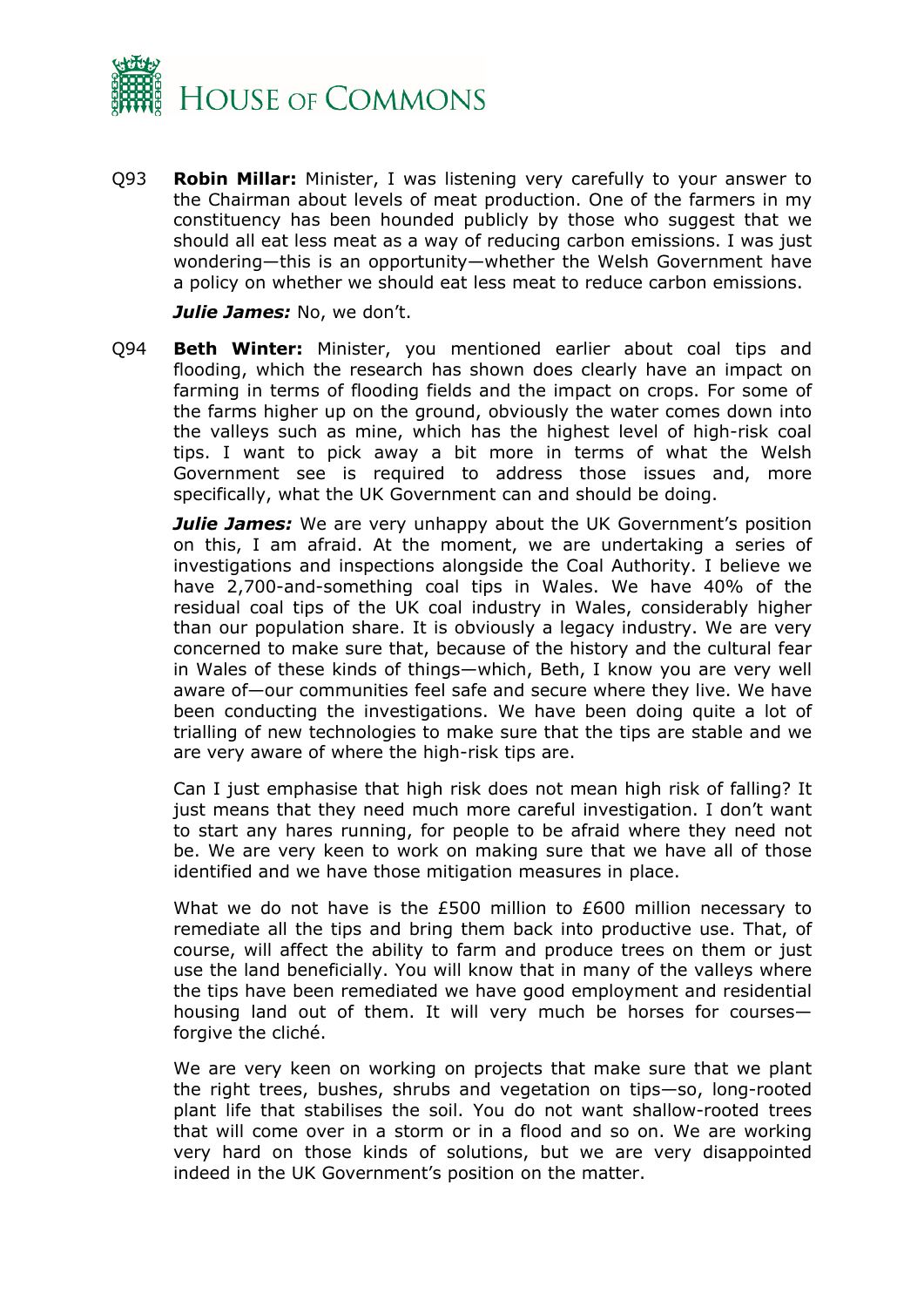Q93 **Robin Millar:** Minister, I was listening very carefully to your answer to the Chairman about levels of meat production. One of the farmers in my constituency has been hounded publicly by those who suggest that we should all eat less meat as a way of reducing carbon emissions. I was just wondering—this is an opportunity—whether the Welsh Government have a policy on whether we should eat less meat to reduce carbon emissions.

***Julie James:*** No, we don't.

Q94 **Beth Winter:** Minister, you mentioned earlier about coal tips and flooding, which the research has shown does clearly have an impact on farming in terms of flooding fields and the impact on crops. For some of the farms higher up on the ground, obviously the water comes down into the valleys such as mine, which has the highest level of high-risk coal tips. I want to pick away a bit more in terms of what the Welsh Government see is required to address those issues and, more specifically, what the UK Government can and should be doing.

***Julie James:*** We are very unhappy about the UK Government's position on this, I am afraid. At the moment, we are undertaking a series of investigations and inspections alongside the Coal Authority. I believe we have 2,700-and-something coal tips in Wales. We have 40% of the residual coal tips of the UK coal industry in Wales, considerably higher than our population share. It is obviously a legacy industry. We are very concerned to make sure that, because of the history and the cultural fear in Wales of these kinds of things—which, Beth, I know you are very well aware of—our communities feel safe and secure where they live. We have been conducting the investigations. We have been doing quite a lot of trialling of new technologies to make sure that the tips are stable and we are very aware of where the high-risk tips are.

Can I just emphasise that high risk does not mean high risk of falling? It just means that they need much more careful investigation. I don't want to start any hares running, for people to be afraid where they need not be. We are very keen to work on making sure that we have all of those identified and we have those mitigation measures in place.

What we do not have is the £500 million to £600 million necessary to remediate all the tips and bring them back into productive use. That, of course, will affect the ability to farm and produce trees on them or just use the land beneficially. You will know that in many of the valleys where the tips have been remediated we have good employment and residential housing land out of them. It will very much be horses for courses—forgive the cliché.

We are very keen on working on projects that make sure that we plant the right trees, bushes, shrubs and vegetation on tips—so, long-rooted plant life that stabilises the soil. You do not want shallow-rooted trees that will come over in a storm or in a flood and so on. We are working very hard on those kinds of solutions, but we are very disappointed indeed in the UK Government's position on the matter.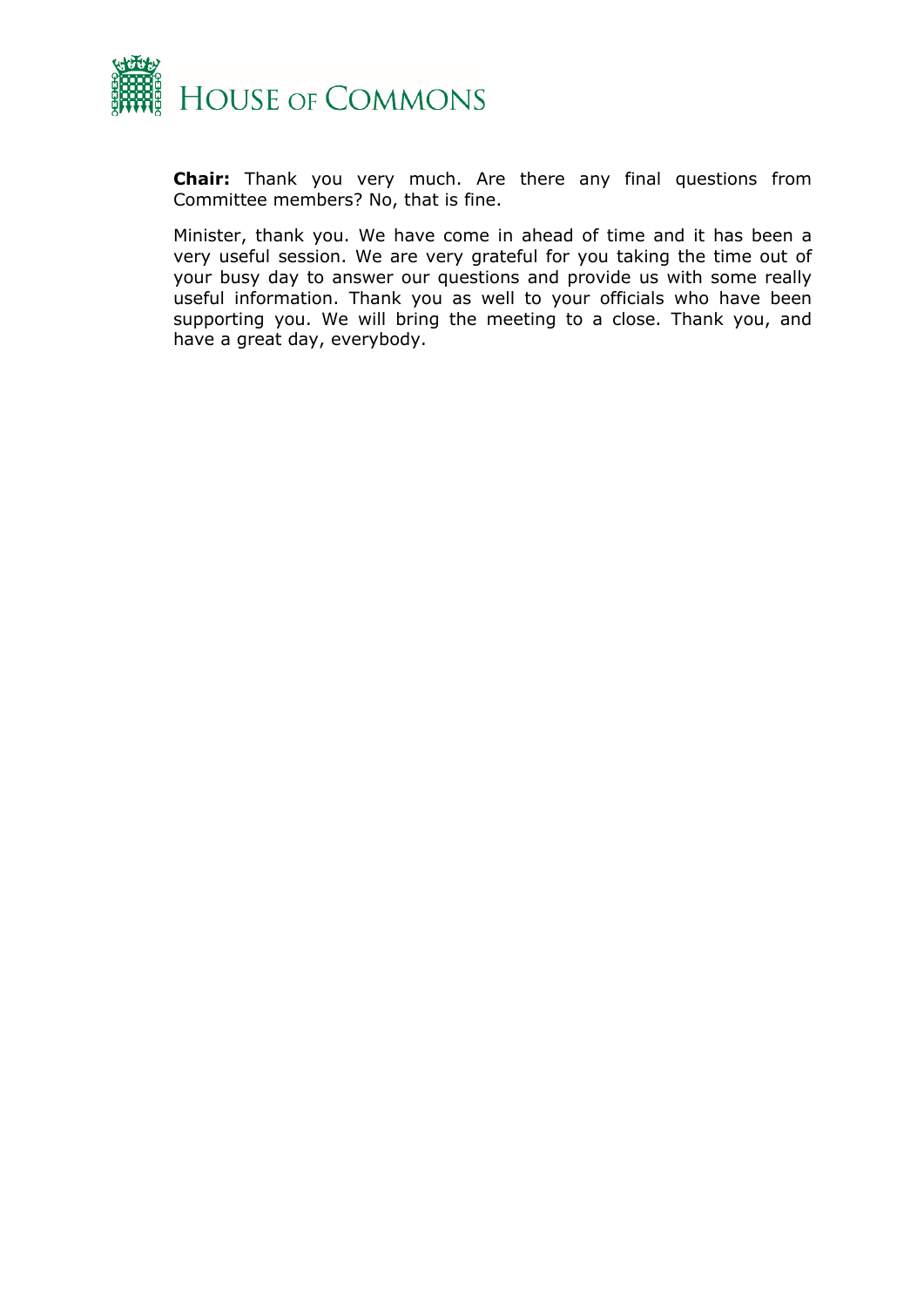**Chair:** Thank you very much. Are there any final questions from Committee members? No, that is fine.

Minister, thank you. We have come in ahead of time and it has been a very useful session. We are very grateful for you taking the time out of your busy day to answer our questions and provide us with some really useful information. Thank you as well to your officials who have been supporting you. We will bring the meeting to a close. Thank you, and have a great day, everybody.